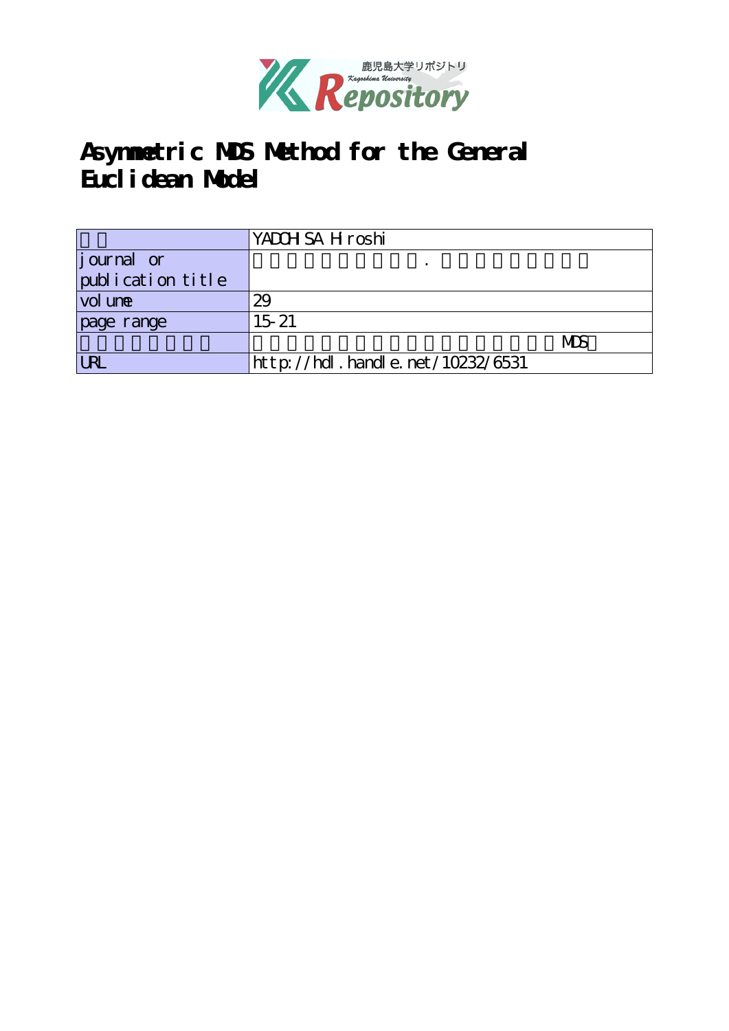# Asymmetric MDS Method for the General Euclidean Model

| | |
|---|---|
| | YADOHISA Hiroshi |
| journal or publication title | . |
| volume | 29 |
| page range | 15-21 |
| | MDS |
| URL | http://hdl.handle.net/10232/6531 |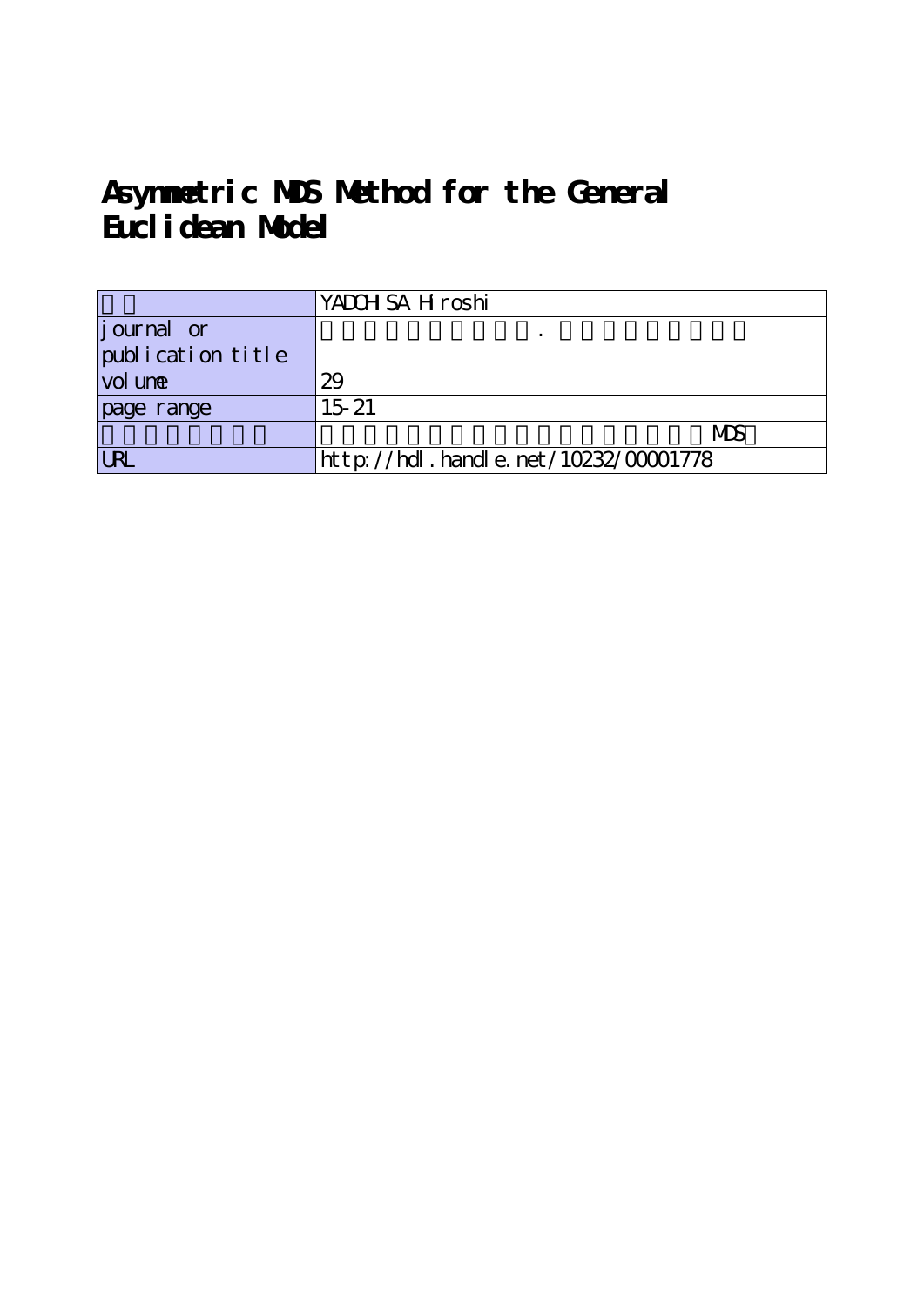# Asymmetric MDS Method for the General Euclidean Model

| | |
|---|---|
| | YADOHISA Hiroshi |
| journal or publication title | . |
| volume | 29 |
| page range | 15-21 |
| | MDS |
| URL | http://hdl.handle.net/10232/00001778 |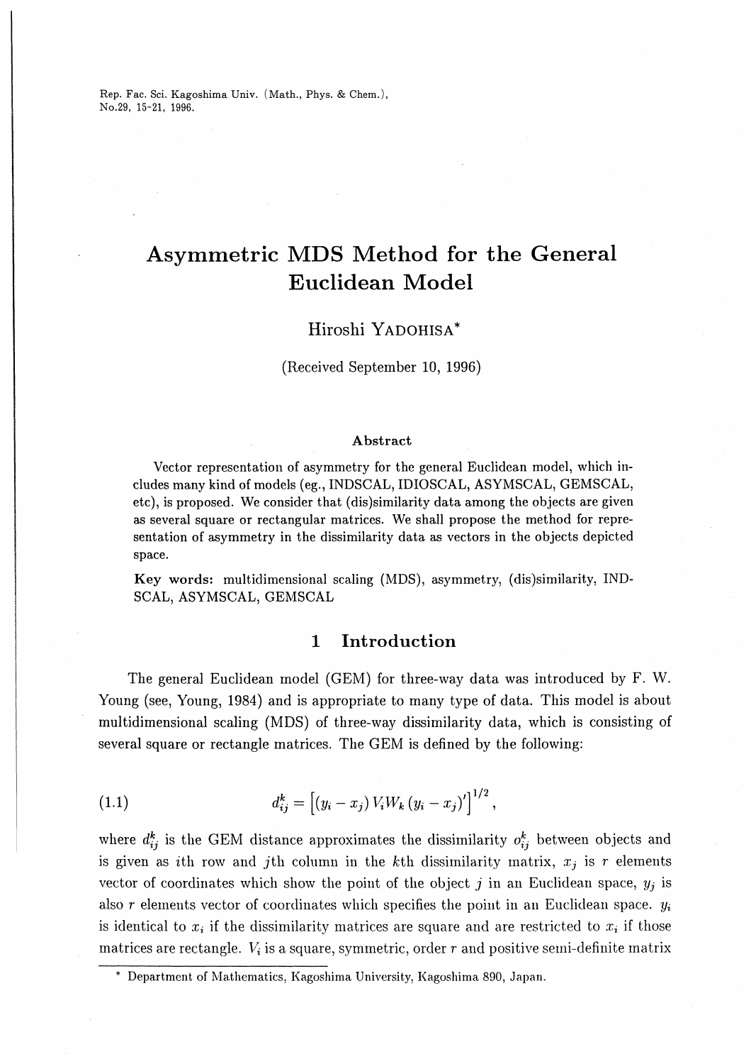# Asymmetric MDS Method for the General Euclidean Model

Hiroshi YADOHISA*

(Received September 10, 1996)

### Abstract

Vector representation of asymmetry for the general Euclidean model, which includes many kind of models (eg., INDSCAL, IDIOSCAL, ASYMSCAL, GEMSCAL, etc), is proposed. We consider that (dis)similarity data among the objects are given as several square or rectangular matrices. We shall propose the method for representation of asymmetry in the dissimilarity data as vectors in the objects depicted space.

**Key words:** multidimensional scaling (MDS), asymmetry, (dis)similarity, INDSCAL, ASYMSCAL, GEMSCAL

## 1 Introduction

The general Euclidean model (GEM) for three-way data was introduced by F. W. Young (see, Young, 1984) and is appropriate to many type of data. This model is about multidimensional scaling (MDS) of three-way dissimilarity data, which is consisting of several square or rectangle matrices. The GEM is defined by the following:

$$(1.1) \qquad d_{ij}^{k} = \left[ (y_i - x_j) V_i W_k (y_i - x_j)' \right]^{1/2},$$

where $d_{ij}^{k}$ is the GEM distance approximates the dissimilarity $o_{ij}^{k}$ between objects and is given as $i$th row and $j$th column in the $k$th dissimilarity matrix, $x_j$ is $r$ elements vector of coordinates which show the point of the object $j$ in an Euclidean space, $y_j$ is also $r$ elements vector of coordinates which specifies the point in an Euclidean space. $y_i$ is identical to $x_i$ if the dissimilarity matrices are square and are restricted to $x_i$ if those matrices are rectangle. $V_i$ is a square, symmetric, order $r$ and positive semi-definite matrix

---

\* Department of Mathematics, Kagoshima University, Kagoshima 890, Japan.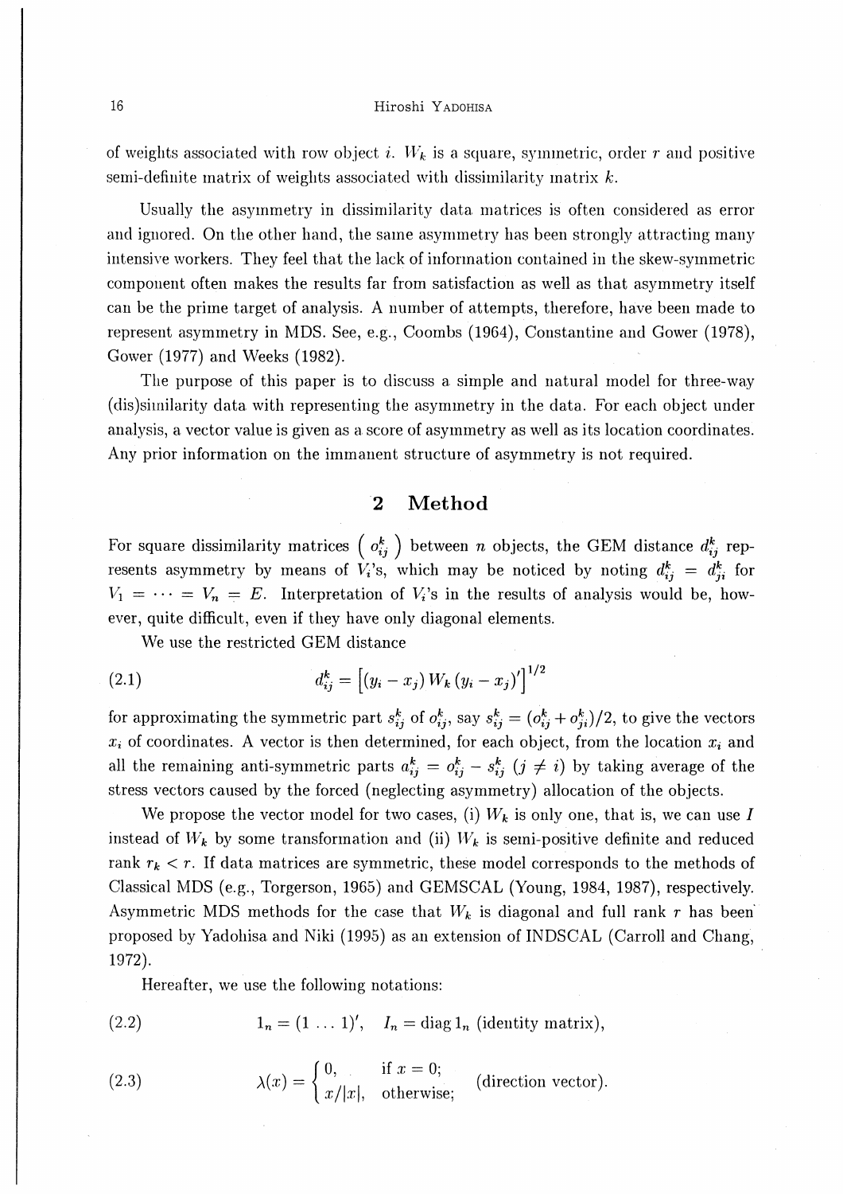of weights associated with row object $i$. $W_k$ is a square, symmetric, order $r$ and positive semi-definite matrix of weights associated with dissimilarity matrix $k$.

Usually the asymmetry in dissimilarity data matrices is often considered as error and ignored. On the other hand, the same asymmetry has been strongly attracting many intensive workers. They feel that the lack of information contained in the skew-symmetric component often makes the results far from satisfaction as well as that asymmetry itself can be the prime target of analysis. A number of attempts, therefore, have been made to represent asymmetry in MDS. See, e.g., Coombs (1964), Constantine and Gower (1978), Gower (1977) and Weeks (1982).

The purpose of this paper is to discuss a simple and natural model for three-way (dis)similarity data with representing the asymmetry in the data. For each object under analysis, a vector value is given as a score of asymmetry as well as its location coordinates. Any prior information on the immanent structure of asymmetry is not required.

## 2 Method

For square dissimilarity matrices $\left( o_{ij}^k \right)$ between $n$ objects, the GEM distance $d_{ij}^k$ represents asymmetry by means of $V_i$'s, which may be noticed by noting $d_{ij}^k = d_{ji}^k$ for $V_1 = \cdots = V_n = E$. Interpretation of $V_i$'s in the results of analysis would be, however, quite difficult, even if they have only diagonal elements.

We use the restricted GEM distance

$$d_{ij}^k = \left[ (y_i - x_j) W_k (y_i - x_j)' \right]^{1/2} \tag{2.1}$$

for approximating the symmetric part $s_{ij}^k$ of $o_{ij}^k$, say $s_{ij}^k = (o_{ij}^k + o_{ji}^k)/2$, to give the vectors $x_i$ of coordinates. A vector is then determined, for each object, from the location $x_i$ and all the remaining anti-symmetric parts $a_{ij}^k = o_{ij}^k - s_{ij}^k$ $(j \neq i)$ by taking average of the stress vectors caused by the forced (neglecting asymmetry) allocation of the objects.

We propose the vector model for two cases, (i) $W_k$ is only one, that is, we can use $I$ instead of $W_k$ by some transformation and (ii) $W_k$ is semi-positive definite and reduced rank $r_k < r$. If data matrices are symmetric, these model corresponds to the methods of Classical MDS (e.g., Torgerson, 1965) and GEMSCAL (Young, 1984, 1987), respectively. Asymmetric MDS methods for the case that $W_k$ is diagonal and full rank $r$ has been proposed by Yadohisa and Niki (1995) as an extension of INDSCAL (Carroll and Chang, 1972).

Hereafter, we use the following notations:

$$1_n = (1 \ldots 1)', \quad I_n = \operatorname{diag} 1_n \text{ (identity matrix)}, \tag{2.2}$$

$$\lambda(x) = \begin{cases} 0, & \text{if } x = 0; \\ x/|x|, & \text{otherwise;} \end{cases} \quad \text{(direction vector)}. \tag{2.3}$$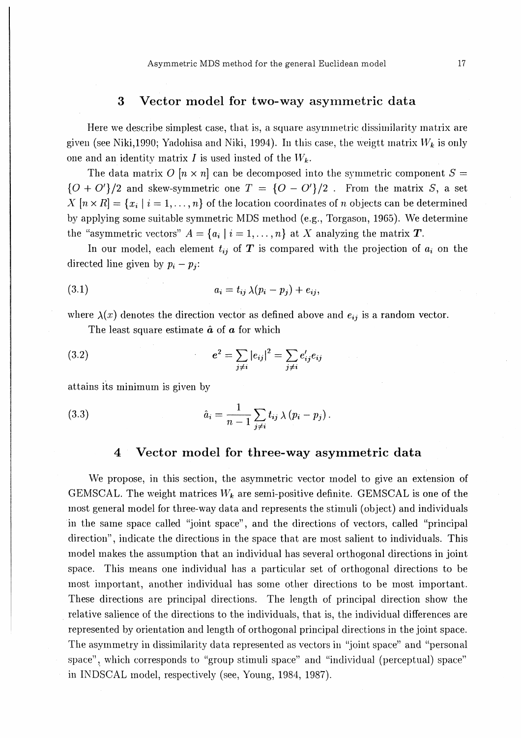## 3 Vector model for two-way asymmetric data

Here we describe simplest case, that is, a square asymmetric dissimilarity matrix are given (see Niki,1990; Yadohisa and Niki, 1994). In this case, the weigtt matrix $W_k$ is only one and an identity matrix $I$ is used insted of the $W_k$.

The data matrix $O$ $[n \times n]$ can be decomposed into the symmetric component $S = \{O + O'\}/2$ and skew-symmetric one $T = \{O - O'\}/2$ . From the matrix $S$, a set $X$ $[n \times R] = \{x_i \mid i = 1, \ldots, n\}$ of the location coordinates of $n$ objects can be determined by applying some suitable symmetric MDS method (e.g., Torgason, 1965). We determine the "asymmetric vectors" $A = \{a_i \mid i = 1, \ldots, n\}$ at $X$ analyzing the matrix $\boldsymbol{T}$.

In our model, each element $t_{ij}$ of $\boldsymbol{T}$ is compared with the projection of $a_i$ on the directed line given by $p_i - p_j$:

$$a_i = t_{ij}\, \lambda(p_i - p_j) + e_{ij}, \tag{3.1}$$

where $\lambda(x)$ denotes the direction vector as defined above and $e_{ij}$ is a random vector.

The least square estimate $\hat{\boldsymbol{a}}$ of $\boldsymbol{a}$ for which

$$\boldsymbol{e}^2 = \sum_{j \neq i} |e_{ij}|^2 = \sum_{j \neq i} e'_{ij} e_{ij} \tag{3.2}$$

attains its minimum is given by

$$\hat{a}_i = \frac{1}{n-1} \sum_{j \neq i} t_{ij}\, \lambda\,(p_i - p_j)\,. \tag{3.3}$$

## 4 Vector model for three-way asymmetric data

We propose, in this section, the asymmetric vector model to give an extension of GEMSCAL. The weight matrices $W_k$ are semi-positive definite. GEMSCAL is one of the most general model for three-way data and represents the stimuli (object) and individuals in the same space called "joint space", and the directions of vectors, called "principal direction", indicate the directions in the space that are most salient to individuals. This model makes the assumption that an individual has several orthogonal directions in joint space. This means one individual has a particular set of orthogonal directions to be most important, another individual has some other directions to be most important. These directions are principal directions. The length of principal direction show the relative salience of the directions to the individuals, that is, the individual differences are represented by orientation and length of orthogonal principal directions in the joint space. The asymmetry in dissimilarity data represented as vectors in "joint space" and "personal space", which corresponds to "group stimuli space" and "individual (perceptual) space" in INDSCAL model, respectively (see, Young, 1984, 1987).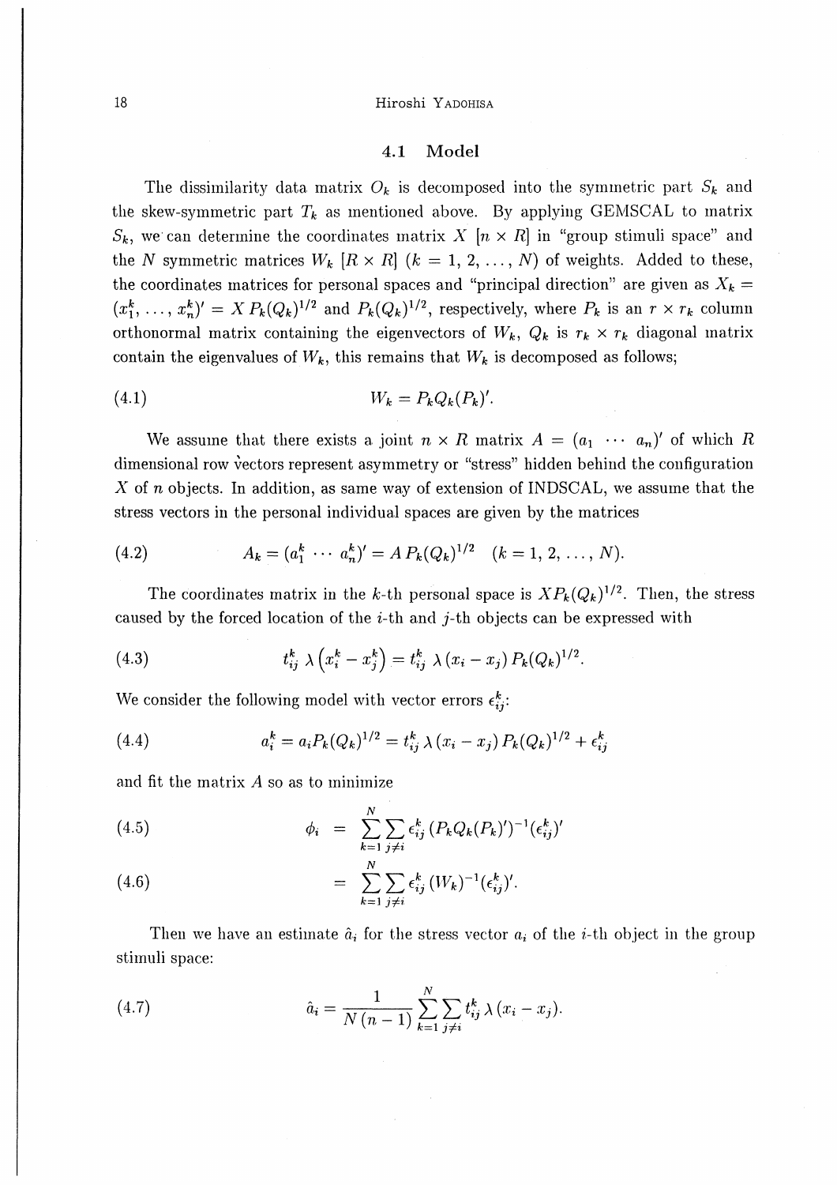### 4.1 Model

The dissimilarity data matrix $O_k$ is decomposed into the symmetric part $S_k$ and the skew-symmetric part $T_k$ as mentioned above. By applying GEMSCAL to matrix $S_k$, we can determine the coordinates matrix $X$ $[n \times R]$ in "group stimuli space" and the $N$ symmetric matrices $W_k$ $[R \times R]$ $(k = 1, 2, \ldots, N)$ of weights. Added to these, the coordinates matrices for personal spaces and "principal direction" are given as $X_k = (x_1^k, \ldots, x_n^k)' = X\, P_k(Q_k)^{1/2}$ and $P_k(Q_k)^{1/2}$, respectively, where $P_k$ is an $r \times r_k$ column orthonormal matrix containing the eigenvectors of $W_k$, $Q_k$ is $r_k \times r_k$ diagonal matrix contain the eigenvalues of $W_k$, this remains that $W_k$ is decomposed as follows;

$$W_k = P_k Q_k (P_k)'. \tag{4.1}$$

We assume that there exists a joint $n \times R$ matrix $A = (a_1 \;\cdots\; a_n)'$ of which $R$ dimensional row vectors represent asymmetry or "stress" hidden behind the configuration $X$ of $n$ objects. In addition, as same way of extension of INDSCAL, we assume that the stress vectors in the personal individual spaces are given by the matrices

$$A_k = (a_1^k \;\cdots\; a_n^k)' = A\, P_k(Q_k)^{1/2} \quad (k = 1, 2, \ldots, N). \tag{4.2}$$

The coordinates matrix in the $k$-th personal space is $XP_k(Q_k)^{1/2}$. Then, the stress caused by the forced location of the $i$-th and $j$-th objects can be expressed with

$$t_{ij}^k\, \lambda \left(x_i^k - x_j^k\right) = t_{ij}^k\, \lambda \left(x_i - x_j\right) P_k(Q_k)^{1/2}. \tag{4.3}$$

We consider the following model with vector errors $\epsilon_{ij}^k$:

$$a_i^k = a_i P_k(Q_k)^{1/2} = t_{ij}^k\, \lambda \left(x_i - x_j\right) P_k(Q_k)^{1/2} + \epsilon_{ij}^k \tag{4.4}$$

and fit the matrix $A$ so as to minimize

$$\phi_i = \sum_{k=1}^{N} \sum_{j \neq i} \epsilon_{ij}^k \left(P_k Q_k (P_k)'\right)^{-1} (\epsilon_{ij}^k)' \tag{4.5}$$

$$= \sum_{k=1}^{N} \sum_{j \neq i} \epsilon_{ij}^k \left(W_k\right)^{-1} (\epsilon_{ij}^k)'. \tag{4.6}$$

Then we have an estimate $\hat{a}_i$ for the stress vector $a_i$ of the $i$-th object in the group stimuli space:

$$\hat{a}_i = \frac{1}{N\,(n-1)} \sum_{k=1}^{N} \sum_{j \neq i} t_{ij}^k\, \lambda \left(x_i - x_j\right). \tag{4.7}$$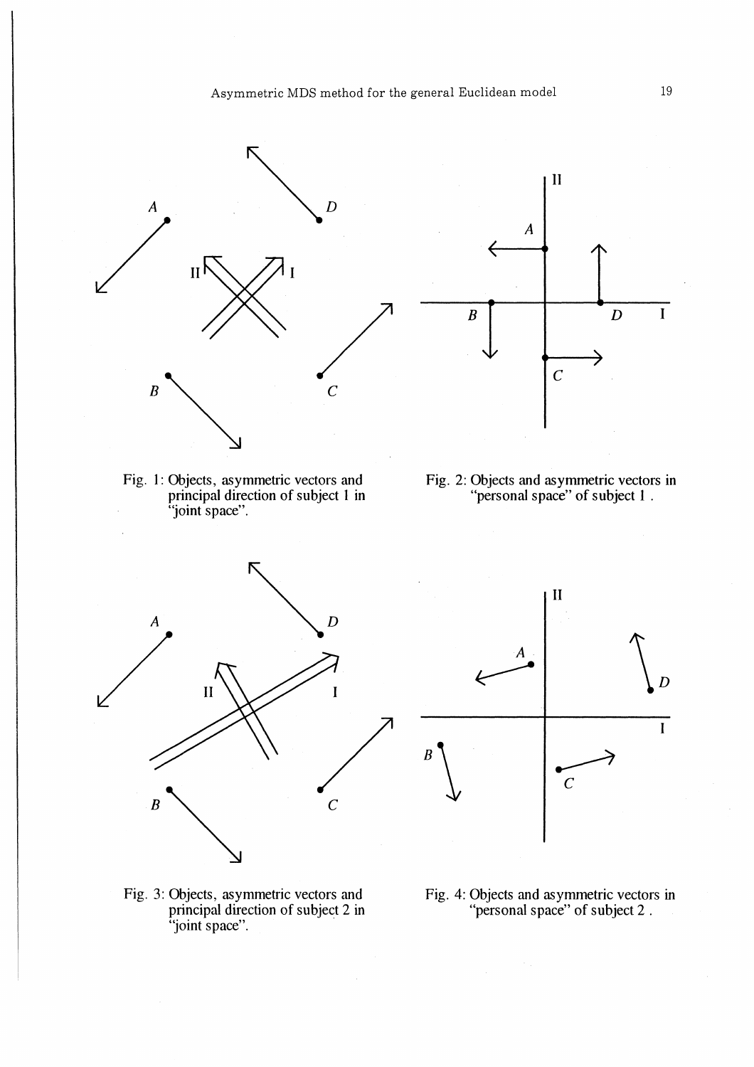Fig. 1: Objects, asymmetric vectors and principal direction of subject 1 in "joint space".

Fig. 2: Objects and asymmetric vectors in "personal space" of subject 1 .

Fig. 3: Objects, asymmetric vectors and principal direction of subject 2 in "joint space".

Fig. 4: Objects and asymmetric vectors in "personal space" of subject 2 .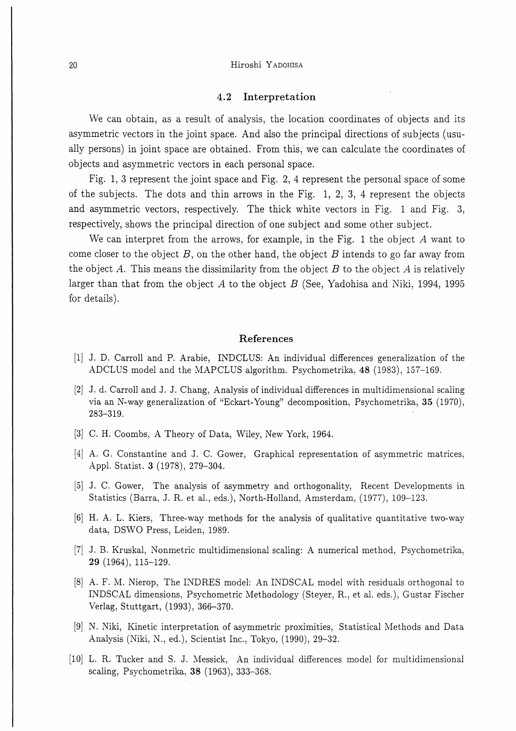### 4.2 Interpretation

We can obtain, as a result of analysis, the location coordinates of objects and its asymmetric vectors in the joint space. And also the principal directions of subjects (usually persons) in joint space are obtained. From this, we can calculate the coordinates of objects and asymmetric vectors in each personal space.

Fig. 1, 3 represent the joint space and Fig. 2, 4 represent the personal space of some of the subjects. The dots and thin arrows in the Fig. 1, 2, 3, 4 represent the objects and asymmetric vectors, respectively. The thick white vectors in Fig. 1 and Fig. 3, respectively, shows the principal direction of one subject and some other subject.

We can interpret from the arrows, for example, in the Fig. 1 the object $A$ want to come closer to the object $B$, on the other hand, the object $B$ intends to go far away from the object $A$. This means the dissimilarity from the object $B$ to the object $A$ is relatively larger than that from the object $A$ to the object $B$ (See, Yadohisa and Niki, 1994, 1995 for details).

## References

[1] J. D. Carroll and P. Arabie, INDCLUS: An individual differences generalization of the ADCLUS model and the MAPCLUS algorithm. Psychometrika, **48** (1983), 157–169.

[2] J. d. Carroll and J. J. Chang, Analysis of individual differences in multidimensional scaling via an N-way generalization of "Eckart-Young" decomposition, Psychometrika, **35** (1970), 283–319.

[3] C. H. Coombs, A Theory of Data, Wiley, New York, 1964.

[4] A. G. Constantine and J. C. Gower, Graphical representation of asymmetric matrices, Appl. Statist. **3** (1978), 279–304.

[5] J. C. Gower, The analysis of asymmetry and orthogonality, Recent Developments in Statistics (Barra, J. R. et al., eds.), North-Holland, Amsterdam, (1977), 109–123.

[6] H. A. L. Kiers, Three-way methods for the analysis of qualitative quantitative two-way data, DSWO Press, Leiden, 1989.

[7] J. B. Kruskal, Nonmetric multidimensional scaling: A numerical method, Psychometrika, **29** (1964), 115–129.

[8] A. F. M. Nierop, The INDRES model: An INDSCAL model with residuals orthogonal to INDSCAL dimensions, Psychometric Methodology (Steyer, R., et al. eds.), Gustar Fischer Verlag, Stuttgart, (1993), 366–370.

[9] N. Niki, Kinetic interpretation of asymmetric proximities, Statistical Methods and Data Analysis (Niki, N., ed.), Scientist Inc., Tokyo, (1990), 29–32.

[10] L. R. Tucker and S. J. Messick, An individual differences model for multidimensional scaling, Psychometrika, **38** (1963), 333–368.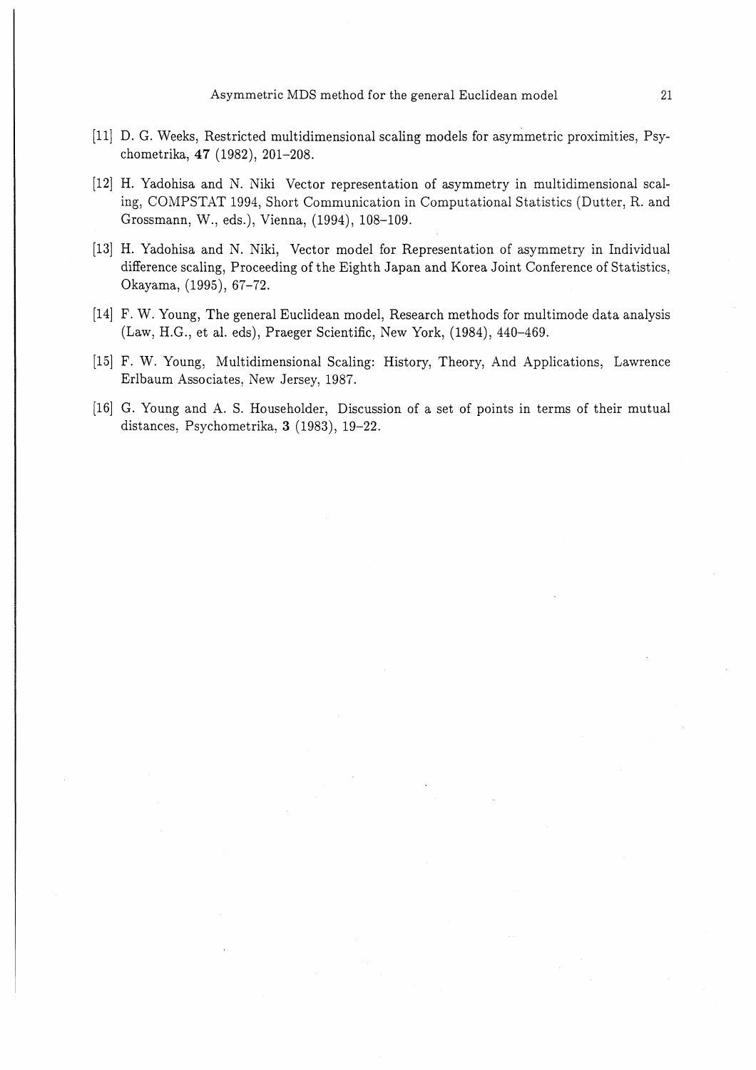[11] D. G. Weeks, Restricted multidimensional scaling models for asymmetric proximities, Psychometrika, **47** (1982), 201–208.

[12] H. Yadohisa and N. Niki Vector representation of asymmetry in multidimensional scaling, COMPSTAT 1994, Short Communication in Computational Statistics (Dutter, R. and Grossmann, W., eds.), Vienna, (1994), 108–109.

[13] H. Yadohisa and N. Niki, Vector model for Representation of asymmetry in Individual difference scaling, Proceeding of the Eighth Japan and Korea Joint Conference of Statistics, Okayama, (1995), 67–72.

[14] F. W. Young, The general Euclidean model, Research methods for multimode data analysis (Law, H.G., et al. eds), Praeger Scientific, New York, (1984), 440–469.

[15] F. W. Young, Multidimensional Scaling: History, Theory, And Applications, Lawrence Erlbaum Associates, New Jersey, 1987.

[16] G. Young and A. S. Householder, Discussion of a set of points in terms of their mutual distances, Psychometrika, **3** (1983), 19–22.